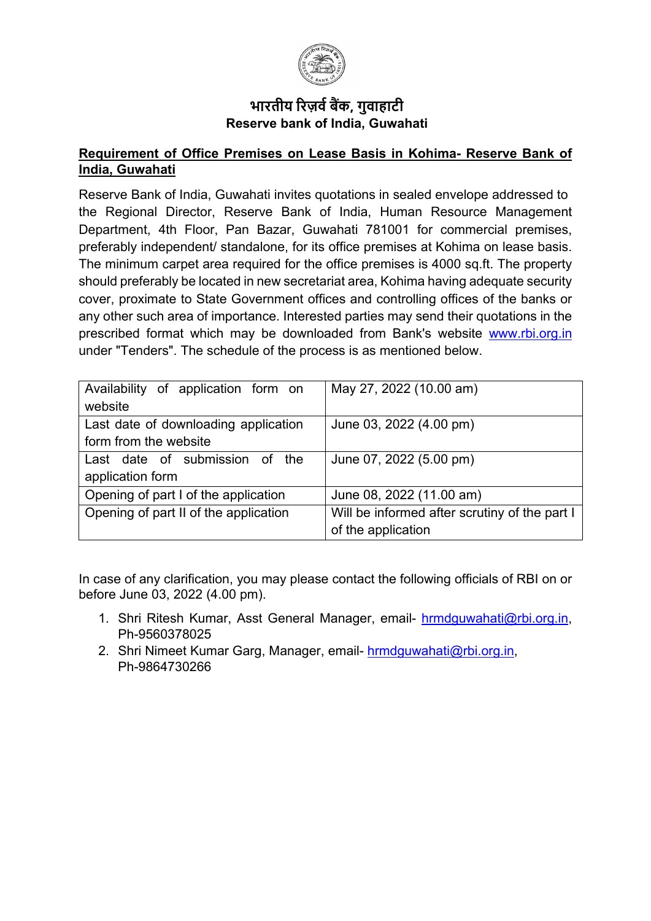**भारतीय रिज़र्व बैंक, गुवाहाटी**
**Reserve bank of India, Guwahati**

**Requirement of Office Premises on Lease Basis in Kohima- Reserve Bank of India, Guwahati**

Reserve Bank of India, Guwahati invites quotations in sealed envelope addressed to the Regional Director, Reserve Bank of India, Human Resource Management Department, 4th Floor, Pan Bazar, Guwahati 781001 for commercial premises, preferably independent/ standalone, for its office premises at Kohima on lease basis. The minimum carpet area required for the office premises is 4000 sq.ft. The property should preferably be located in new secretariat area, Kohima having adequate security cover, proximate to State Government offices and controlling offices of the banks or any other such area of importance. Interested parties may send their quotations in the prescribed format which may be downloaded from Bank's website www.rbi.org.in under "Tenders". The schedule of the process is as mentioned below.

| | |
|---|---|
| Availability of application form on website | May 27, 2022 (10.00 am) |
| Last date of downloading application form from the website | June 03, 2022 (4.00 pm) |
| Last date of submission of the application form | June 07, 2022 (5.00 pm) |
| Opening of part I of the application | June 08, 2022 (11.00 am) |
| Opening of part II of the application | Will be informed after scrutiny of the part I of the application |

In case of any clarification, you may please contact the following officials of RBI on or before June 03, 2022 (4.00 pm).

1. Shri Ritesh Kumar, Asst General Manager, email- hrmdguwahati@rbi.org.in, Ph-9560378025
2. Shri Nimeet Kumar Garg, Manager, email- hrmdguwahati@rbi.org.in, Ph-9864730266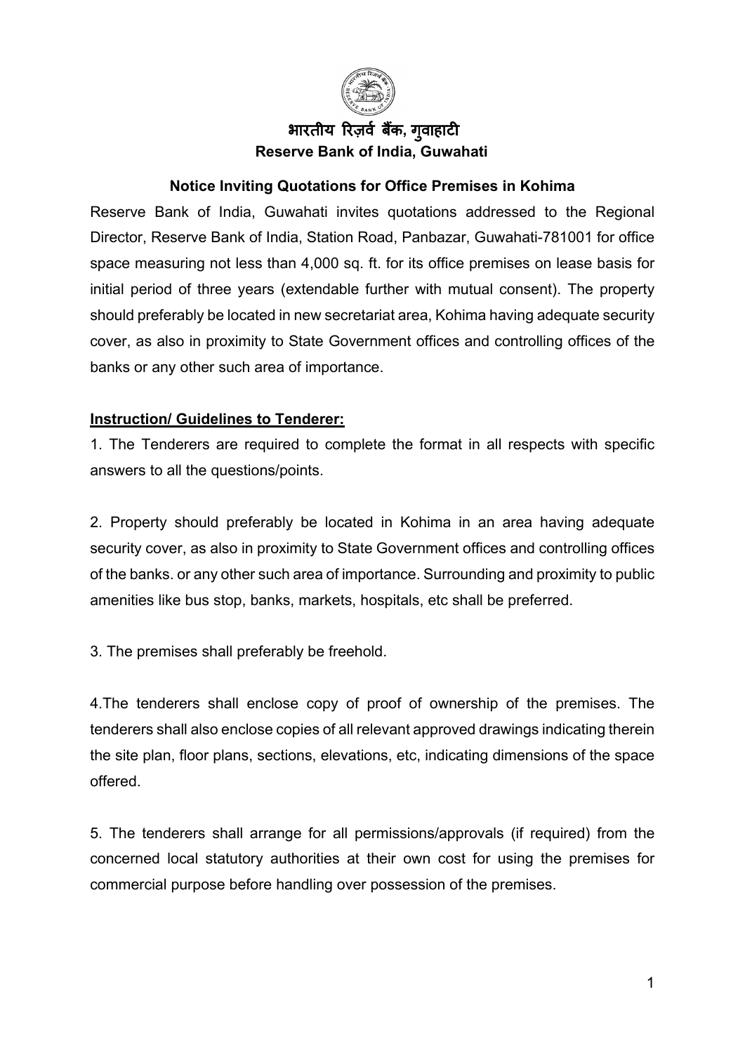# भारतीय रिज़र्व बैंक, गुवाहाटी
## Reserve Bank of India, Guwahati

### Notice Inviting Quotations for Office Premises in Kohima

Reserve Bank of India, Guwahati invites quotations addressed to the Regional Director, Reserve Bank of India, Station Road, Panbazar, Guwahati-781001 for office space measuring not less than 4,000 sq. ft. for its office premises on lease basis for initial period of three years (extendable further with mutual consent). The property should preferably be located in new secretariat area, Kohima having adequate security cover, as also in proximity to State Government offices and controlling offices of the banks or any other such area of importance.

**<u>Instruction/ Guidelines to Tenderer:</u>**

1. The Tenderers are required to complete the format in all respects with specific answers to all the questions/points.

2. Property should preferably be located in Kohima in an area having adequate security cover, as also in proximity to State Government offices and controlling offices of the banks. or any other such area of importance. Surrounding and proximity to public amenities like bus stop, banks, markets, hospitals, etc shall be preferred.

3. The premises shall preferably be freehold.

4.The tenderers shall enclose copy of proof of ownership of the premises. The tenderers shall also enclose copies of all relevant approved drawings indicating therein the site plan, floor plans, sections, elevations, etc, indicating dimensions of the space offered.

5. The tenderers shall arrange for all permissions/approvals (if required) from the concerned local statutory authorities at their own cost for using the premises for commercial purpose before handling over possession of the premises.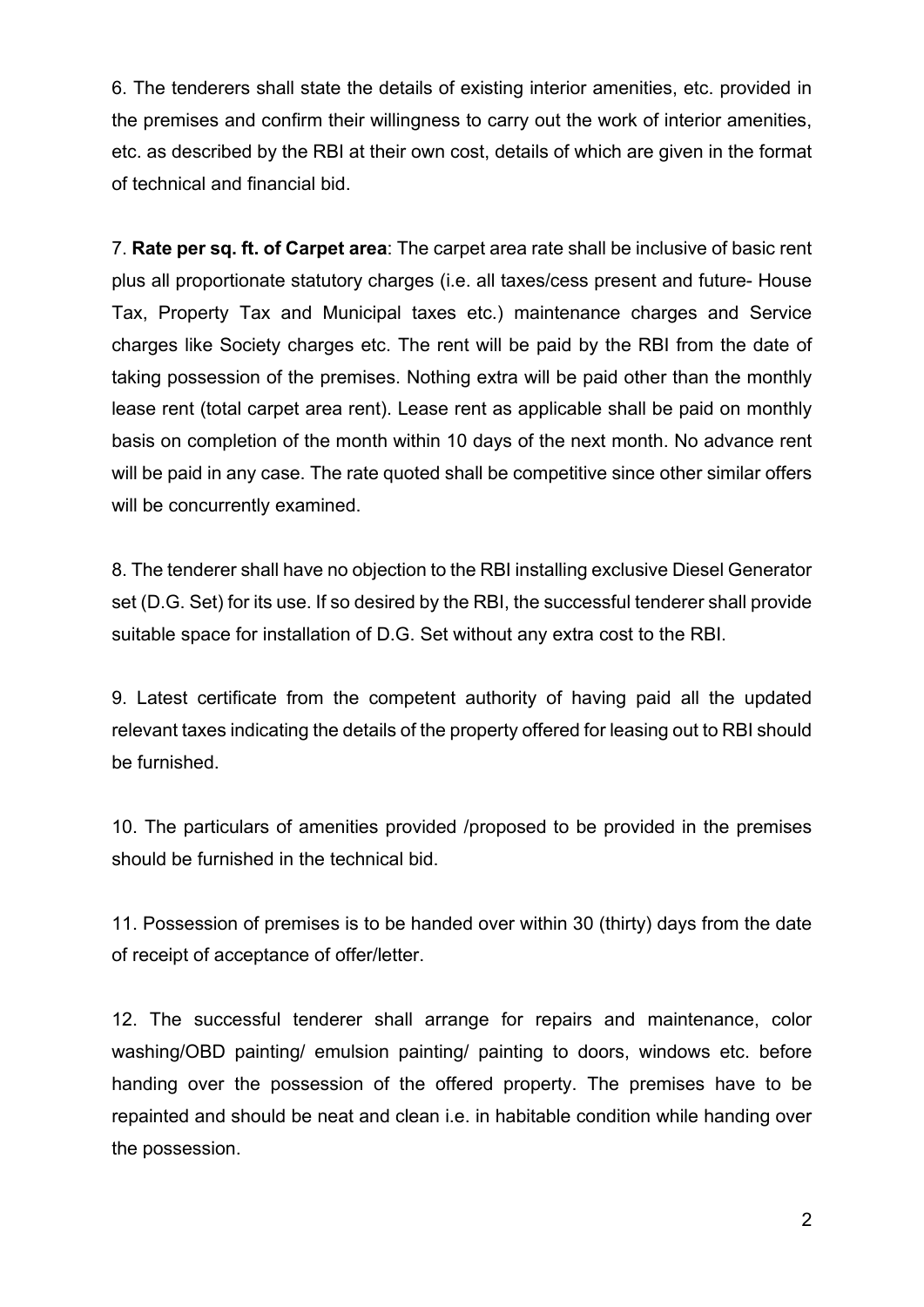6. The tenderers shall state the details of existing interior amenities, etc. provided in the premises and confirm their willingness to carry out the work of interior amenities, etc. as described by the RBI at their own cost, details of which are given in the format of technical and financial bid.

7. **Rate per sq. ft. of Carpet area**: The carpet area rate shall be inclusive of basic rent plus all proportionate statutory charges (i.e. all taxes/cess present and future- House Tax, Property Tax and Municipal taxes etc.) maintenance charges and Service charges like Society charges etc. The rent will be paid by the RBI from the date of taking possession of the premises. Nothing extra will be paid other than the monthly lease rent (total carpet area rent). Lease rent as applicable shall be paid on monthly basis on completion of the month within 10 days of the next month. No advance rent will be paid in any case. The rate quoted shall be competitive since other similar offers will be concurrently examined.

8. The tenderer shall have no objection to the RBI installing exclusive Diesel Generator set (D.G. Set) for its use. If so desired by the RBI, the successful tenderer shall provide suitable space for installation of D.G. Set without any extra cost to the RBI.

9. Latest certificate from the competent authority of having paid all the updated relevant taxes indicating the details of the property offered for leasing out to RBI should be furnished.

10. The particulars of amenities provided /proposed to be provided in the premises should be furnished in the technical bid.

11. Possession of premises is to be handed over within 30 (thirty) days from the date of receipt of acceptance of offer/letter.

12. The successful tenderer shall arrange for repairs and maintenance, color washing/OBD painting/ emulsion painting/ painting to doors, windows etc. before handing over the possession of the offered property. The premises have to be repainted and should be neat and clean i.e. in habitable condition while handing over the possession.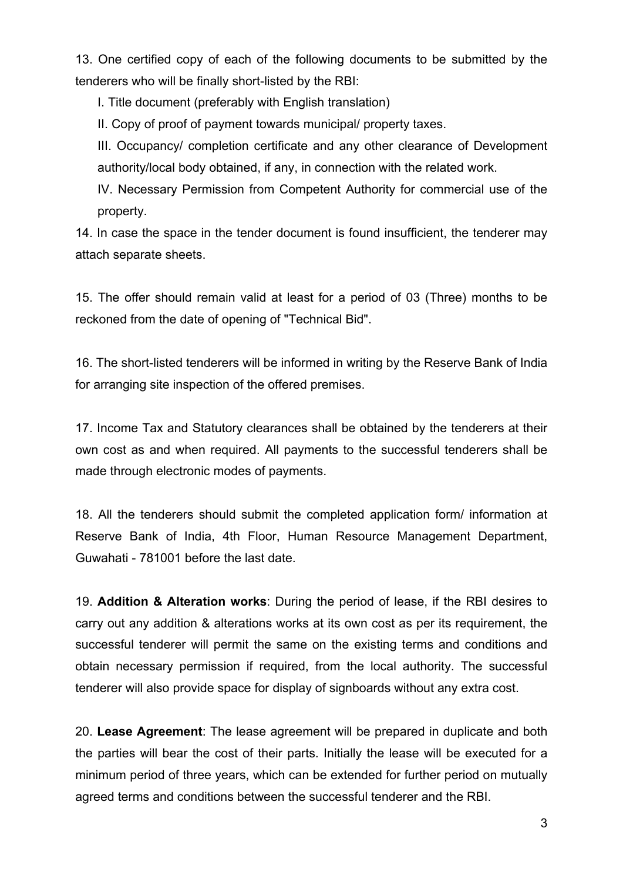13. One certified copy of each of the following documents to be submitted by the tenderers who will be finally short-listed by the RBI:

I. Title document (preferably with English translation)

II. Copy of proof of payment towards municipal/ property taxes.

III. Occupancy/ completion certificate and any other clearance of Development authority/local body obtained, if any, in connection with the related work.

IV. Necessary Permission from Competent Authority for commercial use of the property.

14. In case the space in the tender document is found insufficient, the tenderer may attach separate sheets.

15. The offer should remain valid at least for a period of 03 (Three) months to be reckoned from the date of opening of "Technical Bid".

16. The short-listed tenderers will be informed in writing by the Reserve Bank of India for arranging site inspection of the offered premises.

17. Income Tax and Statutory clearances shall be obtained by the tenderers at their own cost as and when required. All payments to the successful tenderers shall be made through electronic modes of payments.

18. All the tenderers should submit the completed application form/ information at Reserve Bank of India, 4th Floor, Human Resource Management Department, Guwahati - 781001 before the last date.

19. **Addition & Alteration works**: During the period of lease, if the RBI desires to carry out any addition & alterations works at its own cost as per its requirement, the successful tenderer will permit the same on the existing terms and conditions and obtain necessary permission if required, from the local authority. The successful tenderer will also provide space for display of signboards without any extra cost.

20. **Lease Agreement**: The lease agreement will be prepared in duplicate and both the parties will bear the cost of their parts. Initially the lease will be executed for a minimum period of three years, which can be extended for further period on mutually agreed terms and conditions between the successful tenderer and the RBI.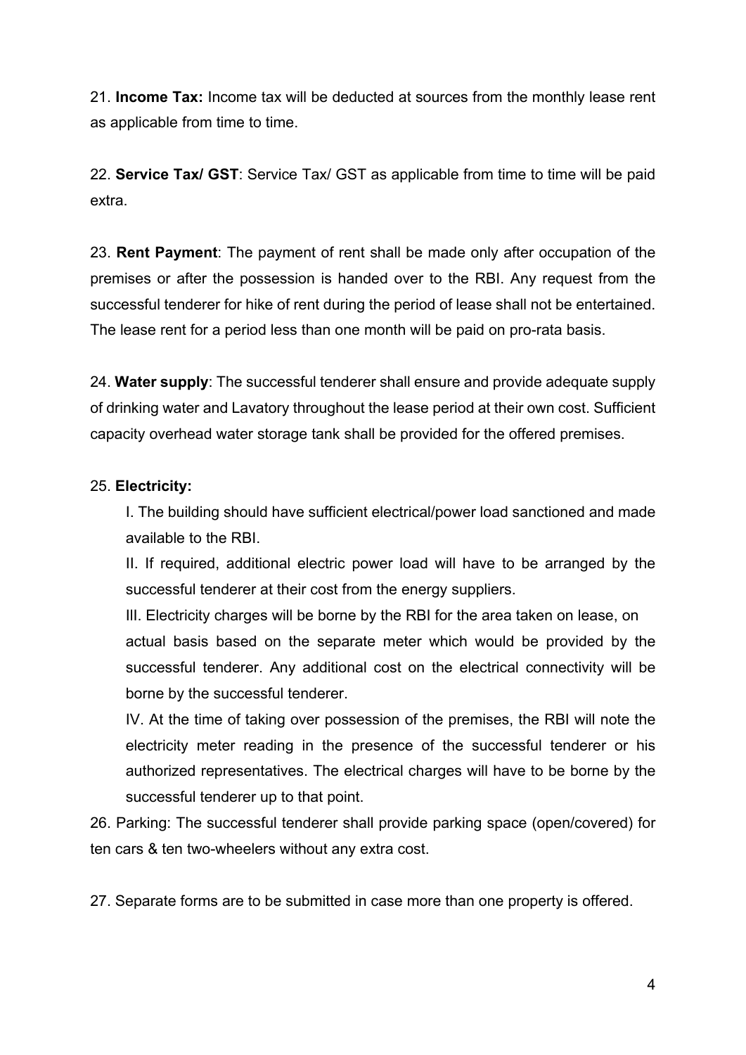21. **Income Tax:** Income tax will be deducted at sources from the monthly lease rent as applicable from time to time.

22. **Service Tax/ GST**: Service Tax/ GST as applicable from time to time will be paid extra.

23. **Rent Payment**: The payment of rent shall be made only after occupation of the premises or after the possession is handed over to the RBI. Any request from the successful tenderer for hike of rent during the period of lease shall not be entertained. The lease rent for a period less than one month will be paid on pro-rata basis.

24. **Water supply**: The successful tenderer shall ensure and provide adequate supply of drinking water and Lavatory throughout the lease period at their own cost. Sufficient capacity overhead water storage tank shall be provided for the offered premises.

25. **Electricity:**

I. The building should have sufficient electrical/power load sanctioned and made available to the RBI.

II. If required, additional electric power load will have to be arranged by the successful tenderer at their cost from the energy suppliers.

III. Electricity charges will be borne by the RBI for the area taken on lease, on actual basis based on the separate meter which would be provided by the successful tenderer. Any additional cost on the electrical connectivity will be borne by the successful tenderer.

IV. At the time of taking over possession of the premises, the RBI will note the electricity meter reading in the presence of the successful tenderer or his authorized representatives. The electrical charges will have to be borne by the successful tenderer up to that point.

26. Parking: The successful tenderer shall provide parking space (open/covered) for ten cars & ten two-wheelers without any extra cost.

27. Separate forms are to be submitted in case more than one property is offered.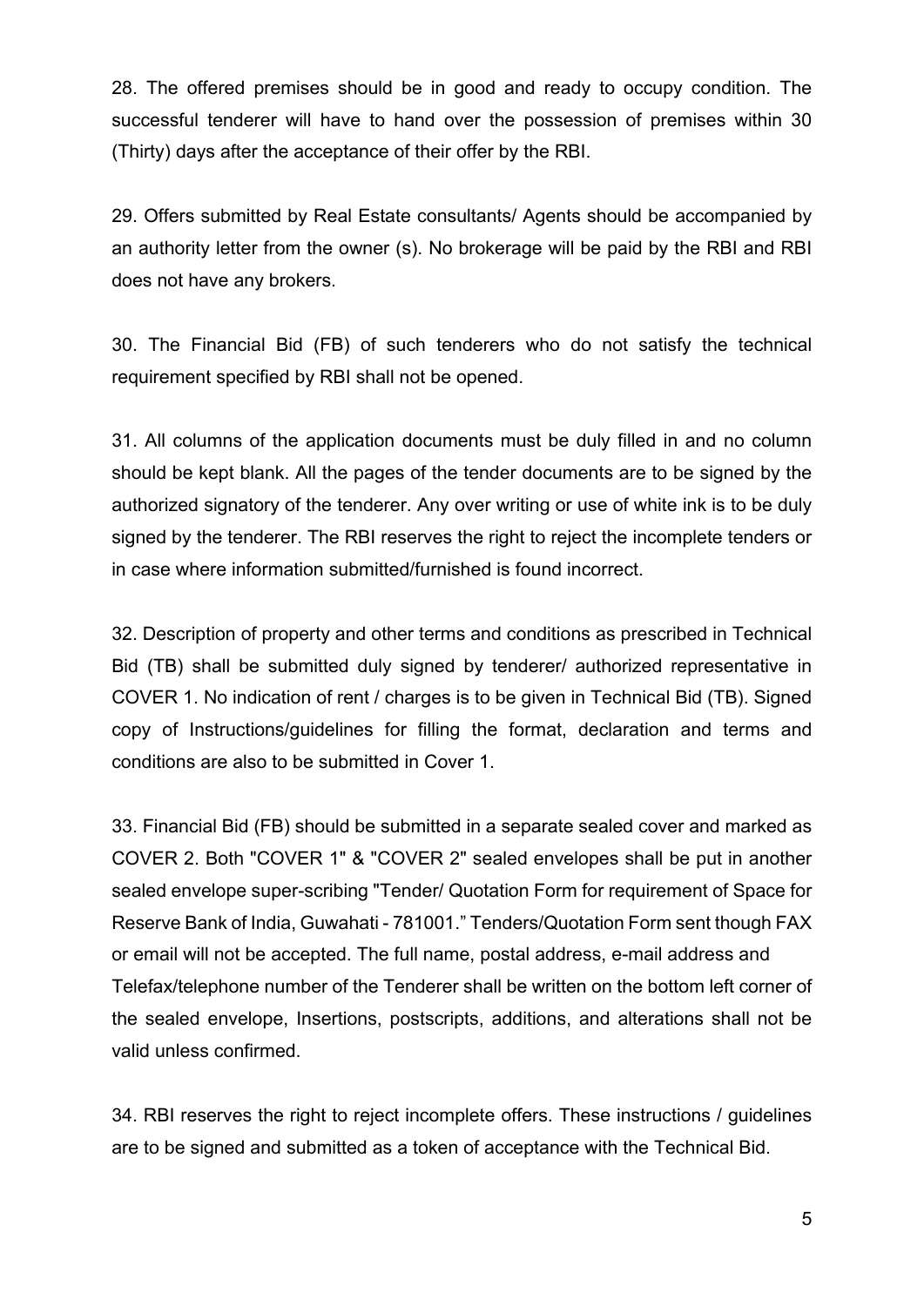28. The offered premises should be in good and ready to occupy condition. The successful tenderer will have to hand over the possession of premises within 30 (Thirty) days after the acceptance of their offer by the RBI.

29. Offers submitted by Real Estate consultants/ Agents should be accompanied by an authority letter from the owner (s). No brokerage will be paid by the RBI and RBI does not have any brokers.

30. The Financial Bid (FB) of such tenderers who do not satisfy the technical requirement specified by RBI shall not be opened.

31. All columns of the application documents must be duly filled in and no column should be kept blank. All the pages of the tender documents are to be signed by the authorized signatory of the tenderer. Any over writing or use of white ink is to be duly signed by the tenderer. The RBI reserves the right to reject the incomplete tenders or in case where information submitted/furnished is found incorrect.

32. Description of property and other terms and conditions as prescribed in Technical Bid (TB) shall be submitted duly signed by tenderer/ authorized representative in COVER 1. No indication of rent / charges is to be given in Technical Bid (TB). Signed copy of Instructions/guidelines for filling the format, declaration and terms and conditions are also to be submitted in Cover 1.

33. Financial Bid (FB) should be submitted in a separate sealed cover and marked as COVER 2. Both "COVER 1" & "COVER 2" sealed envelopes shall be put in another sealed envelope super-scribing "Tender/ Quotation Form for requirement of Space for Reserve Bank of India, Guwahati - 781001." Tenders/Quotation Form sent though FAX or email will not be accepted. The full name, postal address, e-mail address and Telefax/telephone number of the Tenderer shall be written on the bottom left corner of the sealed envelope, Insertions, postscripts, additions, and alterations shall not be valid unless confirmed.

34. RBI reserves the right to reject incomplete offers. These instructions / guidelines are to be signed and submitted as a token of acceptance with the Technical Bid.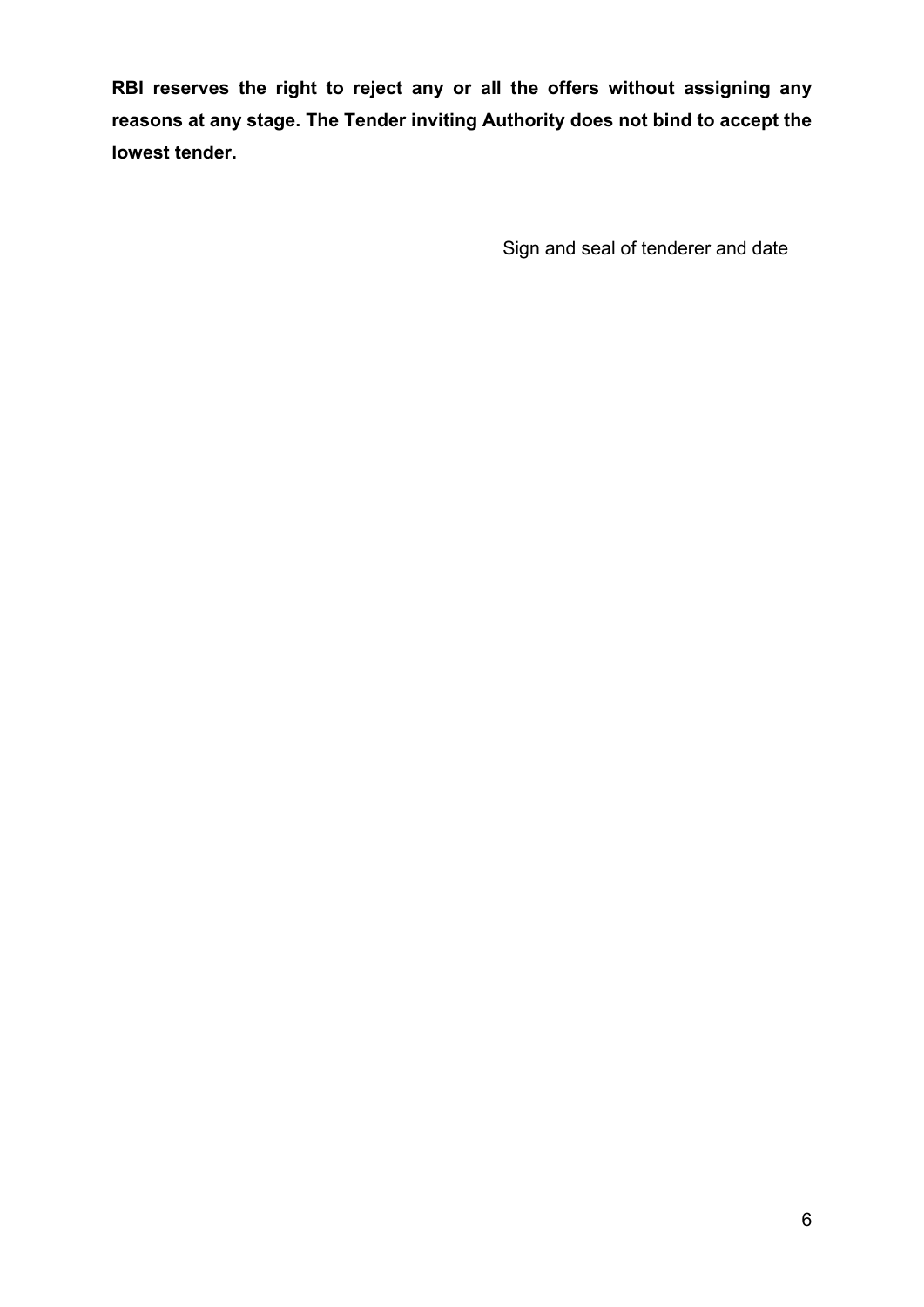**RBI reserves the right to reject any or all the offers without assigning any reasons at any stage. The Tender inviting Authority does not bind to accept the lowest tender.**

Sign and seal of tenderer and date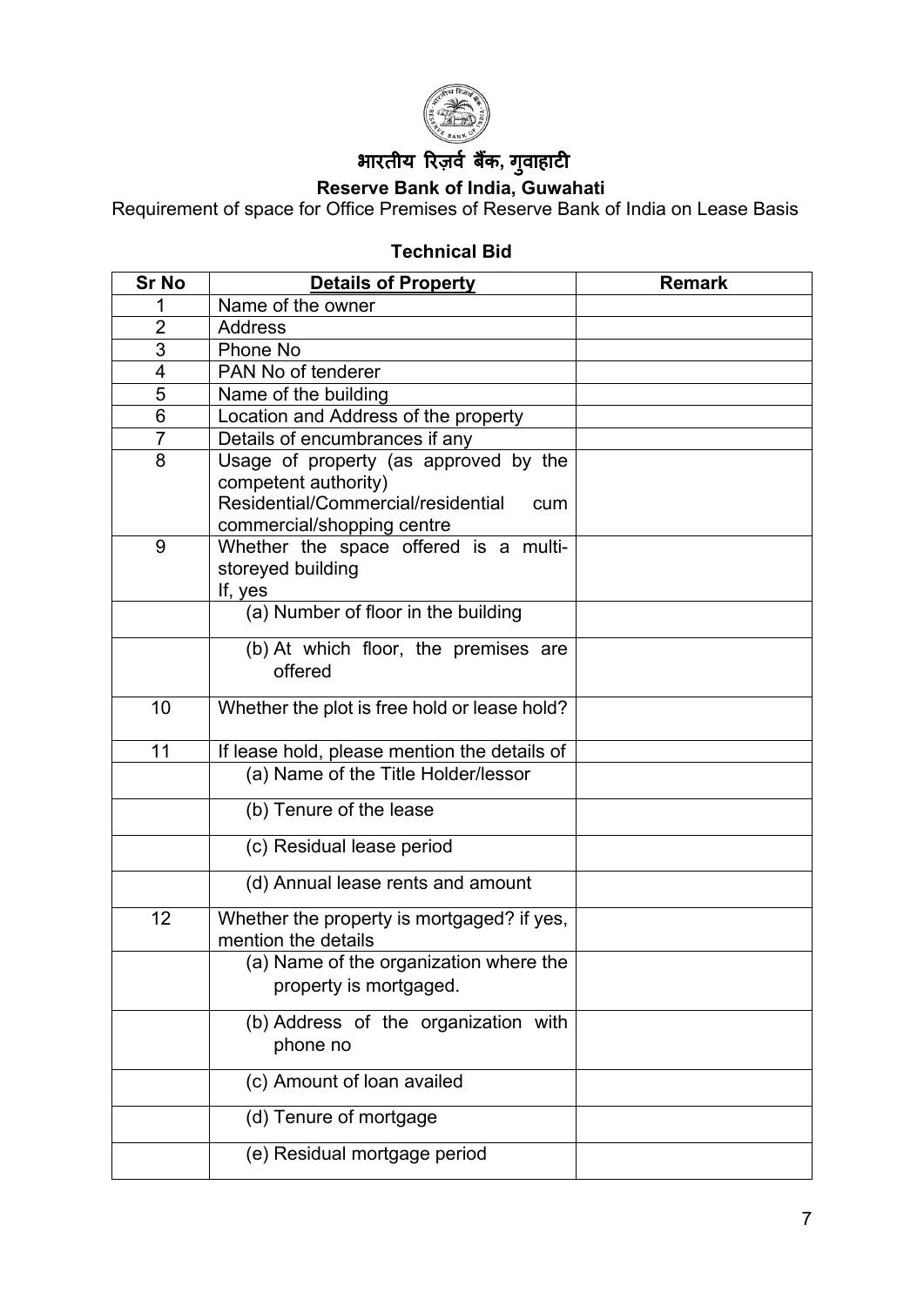# भारतीय रिज़र्व बैंक, गुवाहाटी

**Reserve Bank of India, Guwahati**

Requirement of space for Office Premises of Reserve Bank of India on Lease Basis

### Technical Bid

| Sr No | Details of Property | Remark |
|---|---|---|
| 1 | Name of the owner | |
| 2 | Address | |
| 3 | Phone No | |
| 4 | PAN No of tenderer | |
| 5 | Name of the building | |
| 6 | Location and Address of the property | |
| 7 | Details of encumbrances if any | |
| 8 | Usage of property (as approved by the competent authority) Residential/Commercial/residential cum commercial/shopping centre | |
| 9 | Whether the space offered is a multi-storeyed building If, yes | |
| | (a) Number of floor in the building | |
| | (b) At which floor, the premises are offered | |
| 10 | Whether the plot is free hold or lease hold? | |
| 11 | If lease hold, please mention the details of | |
| | (a) Name of the Title Holder/lessor | |
| | (b) Tenure of the lease | |
| | (c) Residual lease period | |
| | (d) Annual lease rents and amount | |
| 12 | Whether the property is mortgaged? if yes, mention the details | |
| | (a) Name of the organization where the property is mortgaged. | |
| | (b) Address of the organization with phone no | |
| | (c) Amount of loan availed | |
| | (d) Tenure of mortgage | |
| | (e) Residual mortgage period | |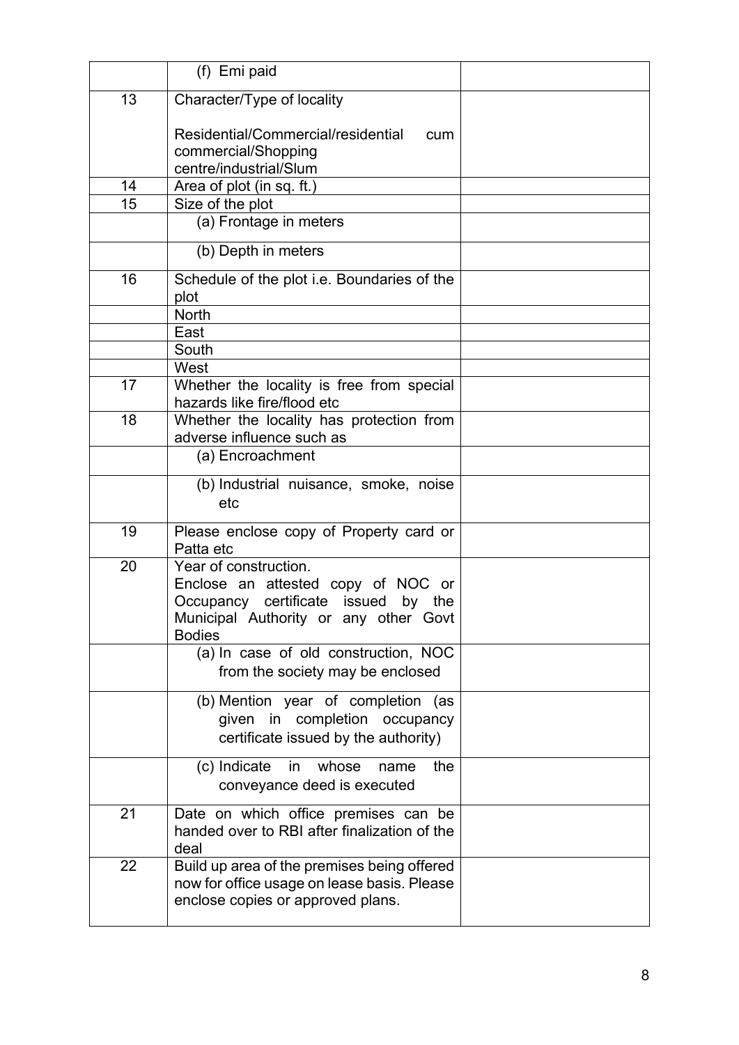| | | |
|---|---|---|
| | (f) Emi paid | |
| 13 | Character/Type of locality<br><br>Residential/Commercial/residential cum commercial/Shopping centre/industrial/Slum | |
| 14 | Area of plot (in sq. ft.) | |
| 15 | Size of the plot | |
| | (a) Frontage in meters | |
| | (b) Depth in meters | |
| 16 | Schedule of the plot i.e. Boundaries of the plot | |
| | North | |
| | East | |
| | South | |
| | West | |
| 17 | Whether the locality is free from special hazards like fire/flood etc | |
| 18 | Whether the locality has protection from adverse influence such as | |
| | (a) Encroachment | |
| | (b) Industrial nuisance, smoke, noise etc | |
| 19 | Please enclose copy of Property card or Patta etc | |
| 20 | Year of construction.<br>Enclose an attested copy of NOC or Occupancy certificate issued by the Municipal Authority or any other Govt Bodies | |
| | (a) In case of old construction, NOC from the society may be enclosed | |
| | (b) Mention year of completion (as given in completion occupancy certificate issued by the authority) | |
| | (c) Indicate in whose name the conveyance deed is executed | |
| 21 | Date on which office premises can be handed over to RBI after finalization of the deal | |
| 22 | Build up area of the premises being offered now for office usage on lease basis. Please enclose copies or approved plans. | |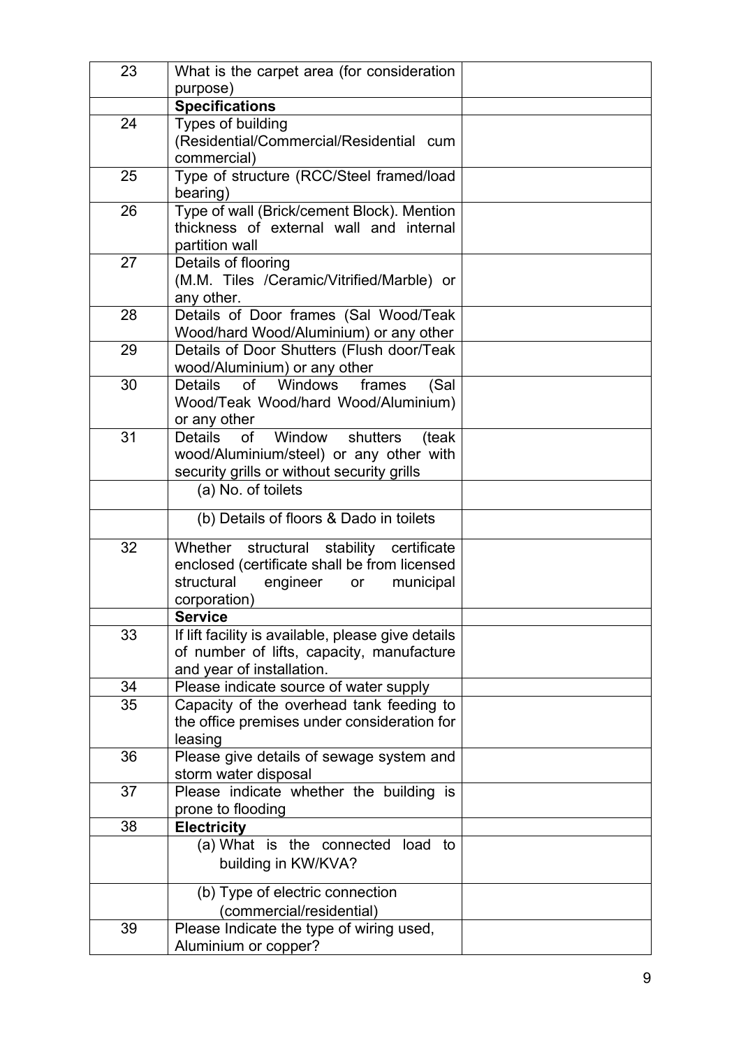| 23 | What is the carpet area (for consideration purpose) | |
|---|---|---|
| | **Specifications** | |
| 24 | Types of building (Residential/Commercial/Residential cum commercial) | |
| 25 | Type of structure (RCC/Steel framed/load bearing) | |
| 26 | Type of wall (Brick/cement Block). Mention thickness of external wall and internal partition wall | |
| 27 | Details of flooring (M.M. Tiles /Ceramic/Vitrified/Marble) or any other. | |
| 28 | Details of Door frames (Sal Wood/Teak Wood/hard Wood/Aluminium) or any other | |
| 29 | Details of Door Shutters (Flush door/Teak wood/Aluminium) or any other | |
| 30 | Details of Windows frames (Sal Wood/Teak Wood/hard Wood/Aluminium) or any other | |
| 31 | Details of Window shutters (teak wood/Aluminium/steel) or any other with security grills or without security grills | |
| | (a) No. of toilets | |
| | (b) Details of floors & Dado in toilets | |
| 32 | Whether structural stability certificate enclosed (certificate shall be from licensed structural engineer or municipal corporation) | |
| | **Service** | |
| 33 | If lift facility is available, please give details of number of lifts, capacity, manufacture and year of installation. | |
| 34 | Please indicate source of water supply | |
| 35 | Capacity of the overhead tank feeding to the office premises under consideration for leasing | |
| 36 | Please give details of sewage system and storm water disposal | |
| 37 | Please indicate whether the building is prone to flooding | |
| 38 | **Electricity** | |
| | (a) What is the connected load to building in KW/KVA? | |
| | (b) Type of electric connection (commercial/residential) | |
| 39 | Please Indicate the type of wiring used, Aluminium or copper? | |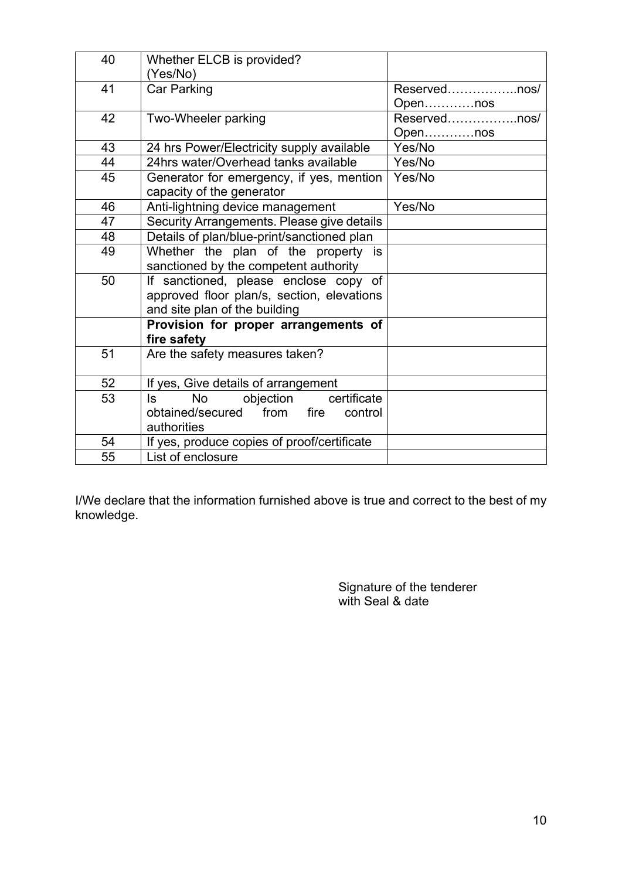| 40 | Whether ELCB is provided? (Yes/No) | |
|---|---|---|
| 41 | Car Parking | Reserved……………..nos/ Open…………nos |
| 42 | Two-Wheeler parking | Reserved……………..nos/ Open…………nos |
| 43 | 24 hrs Power/Electricity supply available | Yes/No |
| 44 | 24hrs water/Overhead tanks available | Yes/No |
| 45 | Generator for emergency, if yes, mention capacity of the generator | Yes/No |
| 46 | Anti-lightning device management | Yes/No |
| 47 | Security Arrangements. Please give details | |
| 48 | Details of plan/blue-print/sanctioned plan | |
| 49 | Whether the plan of the property is sanctioned by the competent authority | |
| 50 | If sanctioned, please enclose copy of approved floor plan/s, section, elevations and site plan of the building | |
| | **Provision for proper arrangements of fire safety** | |
| 51 | Are the safety measures taken? | |
| 52 | If yes, Give details of arrangement | |
| 53 | Is No objection certificate obtained/secured from fire control authorities | |
| 54 | If yes, produce copies of proof/certificate | |
| 55 | List of enclosure | |

I/We declare that the information furnished above is true and correct to the best of my knowledge.

Signature of the tenderer
with Seal & date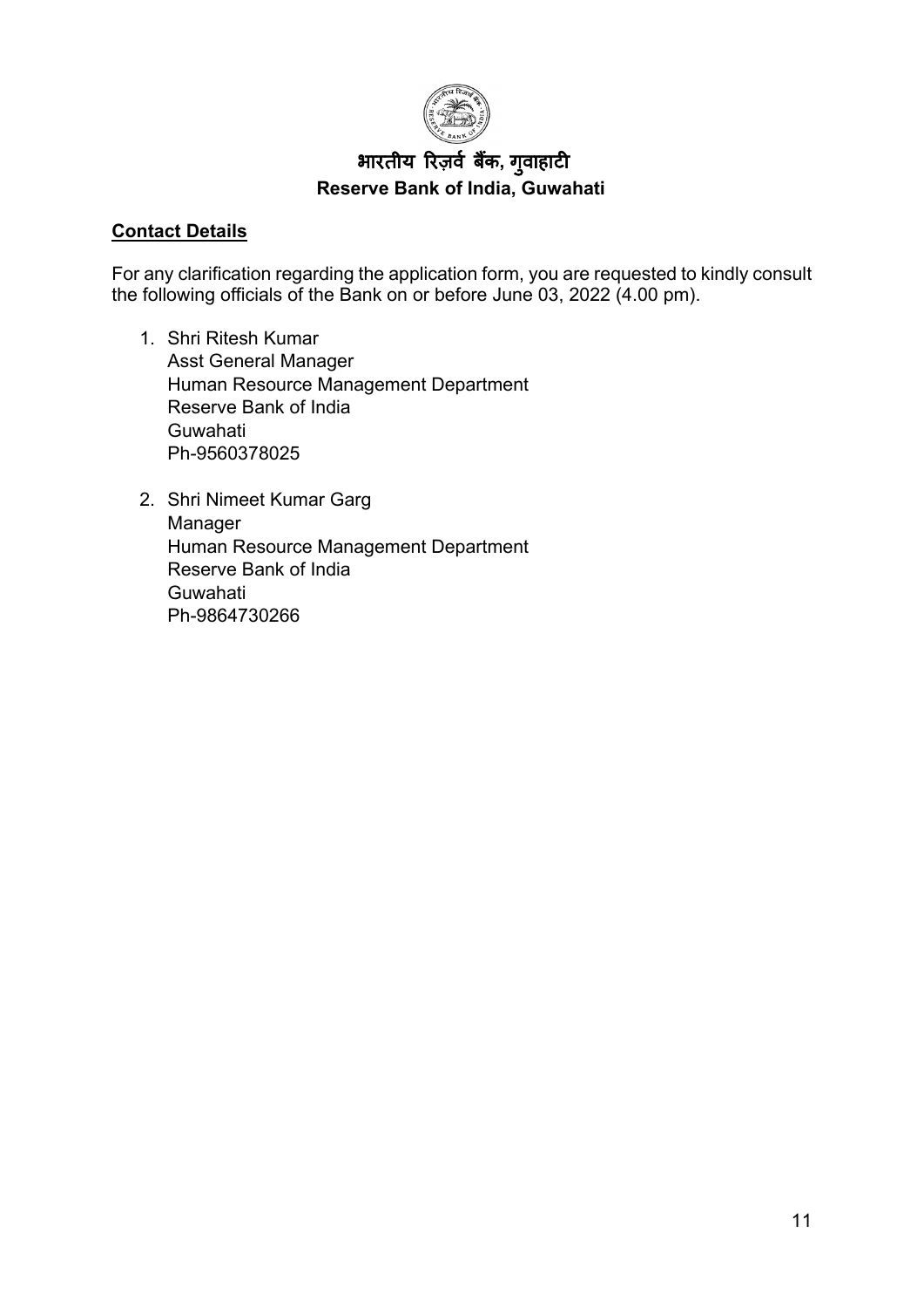**भारतीय रिज़र्व बैंक, गुवाहाटी**

**Reserve Bank of India, Guwahati**

**Contact Details**

For any clarification regarding the application form, you are requested to kindly consult the following officials of the Bank on or before June 03, 2022 (4.00 pm).

1. Shri Ritesh Kumar
   Asst General Manager
   Human Resource Management Department
   Reserve Bank of India
   Guwahati
   Ph-9560378025

2. Shri Nimeet Kumar Garg
   Manager
   Human Resource Management Department
   Reserve Bank of India
   Guwahati
   Ph-9864730266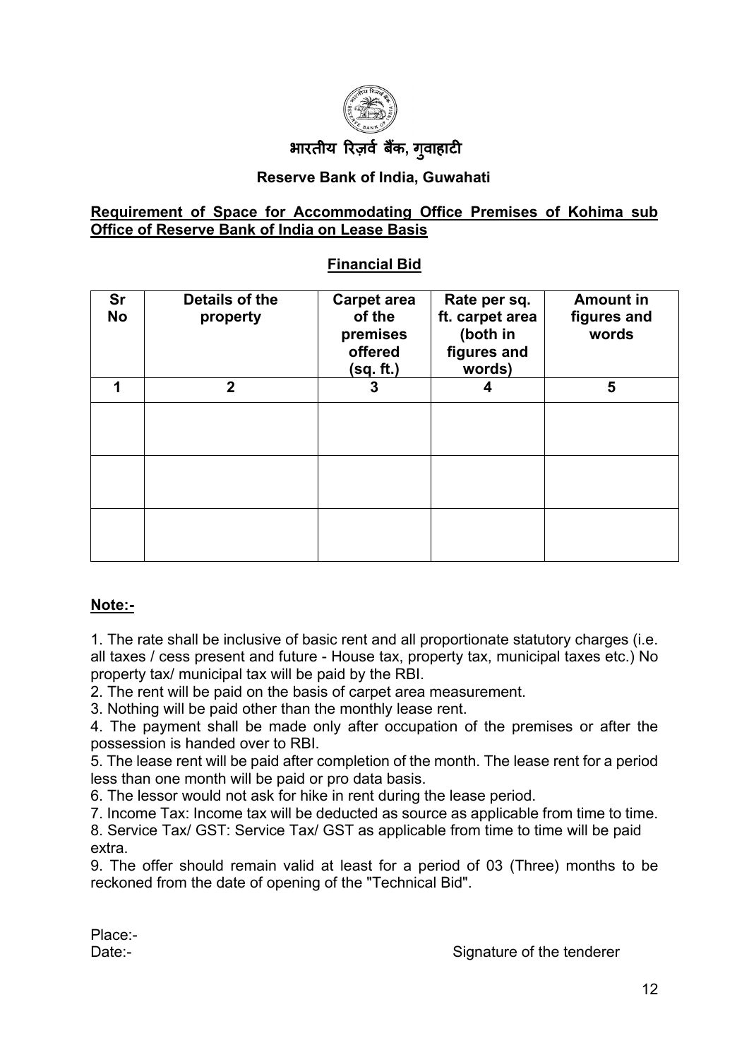# भारतीय रिज़र्व बैंक, गुवाहाटी

## Reserve Bank of India, Guwahati

**Requirement of Space for Accommodating Office Premises of Kohima sub Office of Reserve Bank of India on Lease Basis**

### Financial Bid

| Sr No | Details of the property | Carpet area of the premises offered (sq. ft.) | Rate per sq. ft. carpet area (both in figures and words) | Amount in figures and words |
|---|---|---|---|---|
| 1 | 2 | 3 | 4 | 5 |
| | | | | |
| | | | | |
| | | | | |

**Note:-**

1. The rate shall be inclusive of basic rent and all proportionate statutory charges (i.e. all taxes / cess present and future - House tax, property tax, municipal taxes etc.) No property tax/ municipal tax will be paid by the RBI.
2. The rent will be paid on the basis of carpet area measurement.
3. Nothing will be paid other than the monthly lease rent.
4. The payment shall be made only after occupation of the premises or after the possession is handed over to RBI.
5. The lease rent will be paid after completion of the month. The lease rent for a period less than one month will be paid or pro data basis.
6. The lessor would not ask for hike in rent during the lease period.
7. Income Tax: Income tax will be deducted as source as applicable from time to time.
8. Service Tax/ GST: Service Tax/ GST as applicable from time to time will be paid extra.
9. The offer should remain valid at least for a period of 03 (Three) months to be reckoned from the date of opening of the "Technical Bid".

Place:-

Date:-

Signature of the tenderer